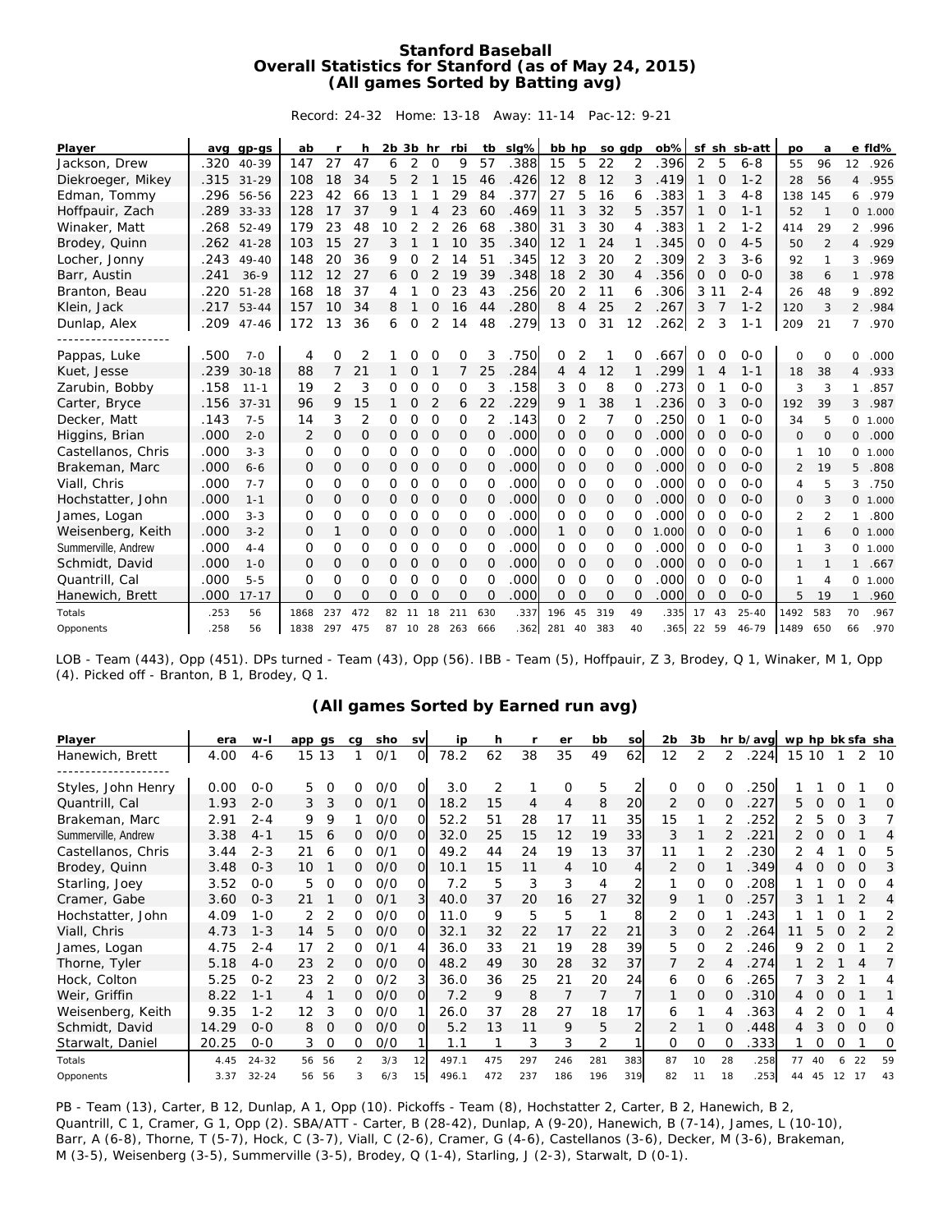# Stanford Baseball
## Overall Statistics for Stanford (as of May 24, 2015)
### (All games Sorted by Batting avg)

Record: 24-32 Home: 13-18 Away: 11-14 Pac-12: 9-21

| Player | avg | gp-gs | ab | r | h | 2b | 3b | hr | rbi | tb | slg% | bb | hp | so | gdp | ob% | sf | sh | sb-att | po | a | e | fld% |
|---|---|---|---|---|---|---|---|---|---|---|---|---|---|---|---|---|---|---|---|---|---|---|---|
| Jackson, Drew | .320 | 40-39 | 147 | 27 | 47 | 6 | 2 | 0 | 9 | 57 | .388 | 15 | 5 | 22 | 2 | .396 | 2 | 5 | 6-8 | 55 | 96 | 12 | .926 |
| Diekroeger, Mikey | .315 | 31-29 | 108 | 18 | 34 | 5 | 2 | 1 | 15 | 46 | .426 | 12 | 8 | 12 | 3 | .419 | 1 | 0 | 1-2 | 28 | 56 | 4 | .955 |
| Edman, Tommy | .296 | 56-56 | 223 | 42 | 66 | 13 | 1 | 1 | 29 | 84 | .377 | 27 | 5 | 16 | 6 | .383 | 1 | 3 | 4-8 | 138 | 145 | 6 | .979 |
| Hoffpauir, Zach | .289 | 33-33 | 128 | 17 | 37 | 9 | 1 | 4 | 23 | 60 | .469 | 11 | 3 | 32 | 5 | .357 | 1 | 0 | 1-1 | 52 | 1 | 0 | 1.000 |
| Winaker, Matt | .268 | 52-49 | 179 | 23 | 48 | 10 | 2 | 2 | 26 | 68 | .380 | 31 | 3 | 30 | 4 | .383 | 1 | 2 | 1-2 | 414 | 29 | 2 | .996 |
| Brodey, Quinn | .262 | 41-28 | 103 | 15 | 27 | 3 | 1 | 1 | 10 | 35 | .340 | 12 | 1 | 24 | 1 | .345 | 0 | 0 | 4-5 | 50 | 2 | 4 | .929 |
| Locher, Jonny | .243 | 49-40 | 148 | 20 | 36 | 9 | 0 | 2 | 14 | 51 | .345 | 12 | 3 | 20 | 2 | .309 | 2 | 3 | 3-6 | 92 | 1 | 3 | .969 |
| Barr, Austin | .241 | 36-9 | 112 | 12 | 27 | 6 | 0 | 2 | 19 | 39 | .348 | 18 | 2 | 30 | 4 | .356 | 0 | 0 | 0-0 | 38 | 6 | 1 | .978 |
| Branton, Beau | .220 | 51-28 | 168 | 18 | 37 | 4 | 1 | 0 | 23 | 43 | .256 | 20 | 2 | 11 | 6 | .306 | 3 | 11 | 2-4 | 26 | 48 | 9 | .892 |
| Klein, Jack | .217 | 53-44 | 157 | 10 | 34 | 8 | 1 | 0 | 16 | 44 | .280 | 8 | 4 | 25 | 2 | .267 | 3 | 7 | 1-2 | 120 | 3 | 2 | .984 |
| Dunlap, Alex | .209 | 47-46 | 172 | 13 | 36 | 6 | 0 | 2 | 14 | 48 | .279 | 13 | 0 | 31 | 12 | .262 | 2 | 3 | 1-1 | 209 | 21 | 7 | .970 |
| -------------------- | | | | | | | | | | | | | | | | | | | | | | | |
| Pappas, Luke | .500 | 7-0 | 4 | 0 | 2 | 1 | 0 | 0 | 0 | 3 | .750 | 0 | 2 | 1 | 0 | .667 | 0 | 0 | 0-0 | 0 | 0 | 0 | .000 |
| Kuet, Jesse | .239 | 30-18 | 88 | 7 | 21 | 1 | 0 | 1 | 7 | 25 | .284 | 4 | 4 | 12 | 1 | .299 | 1 | 4 | 1-1 | 18 | 38 | 4 | .933 |
| Zarubin, Bobby | .158 | 11-1 | 19 | 2 | 3 | 0 | 0 | 0 | 0 | 3 | .158 | 3 | 0 | 8 | 0 | .273 | 0 | 1 | 0-0 | 3 | 3 | 1 | .857 |
| Carter, Bryce | .156 | 37-31 | 96 | 9 | 15 | 1 | 0 | 2 | 6 | 22 | .229 | 9 | 1 | 38 | 1 | .236 | 0 | 3 | 0-0 | 192 | 39 | 3 | .987 |
| Decker, Matt | .143 | 7-5 | 14 | 3 | 2 | 0 | 0 | 0 | 0 | 2 | .143 | 0 | 2 | 7 | 0 | .250 | 0 | 1 | 0-0 | 34 | 5 | 0 | 1.000 |
| Higgins, Brian | .000 | 2-0 | 2 | 0 | 0 | 0 | 0 | 0 | 0 | 0 | .000 | 0 | 0 | 0 | 0 | .000 | 0 | 0 | 0-0 | 0 | 0 | 0 | .000 |
| Castellanos, Chris | .000 | 3-3 | 0 | 0 | 0 | 0 | 0 | 0 | 0 | 0 | .000 | 0 | 0 | 0 | 0 | .000 | 0 | 0 | 0-0 | 1 | 10 | 0 | 1.000 |
| Brakeman, Marc | .000 | 6-6 | 0 | 0 | 0 | 0 | 0 | 0 | 0 | 0 | .000 | 0 | 0 | 0 | 0 | .000 | 0 | 0 | 0-0 | 2 | 19 | 5 | .808 |
| Viall, Chris | .000 | 7-7 | 0 | 0 | 0 | 0 | 0 | 0 | 0 | 0 | .000 | 0 | 0 | 0 | 0 | .000 | 0 | 0 | 0-0 | 4 | 5 | 3 | .750 |
| Hochstatter, John | .000 | 1-1 | 0 | 0 | 0 | 0 | 0 | 0 | 0 | 0 | .000 | 0 | 0 | 0 | 0 | .000 | 0 | 0 | 0-0 | 0 | 3 | 0 | 1.000 |
| James, Logan | .000 | 3-3 | 0 | 0 | 0 | 0 | 0 | 0 | 0 | 0 | .000 | 0 | 0 | 0 | 0 | .000 | 0 | 0 | 0-0 | 2 | 2 | 1 | .800 |
| Weisenberg, Keith | .000 | 3-2 | 0 | 1 | 0 | 0 | 0 | 0 | 0 | 0 | .000 | 1 | 0 | 0 | 0 | 1.000 | 0 | 0 | 0-0 | 1 | 6 | 0 | 1.000 |
| Summerville, Andrew | .000 | 4-4 | 0 | 0 | 0 | 0 | 0 | 0 | 0 | 0 | .000 | 0 | 0 | 0 | 0 | .000 | 0 | 0 | 0-0 | 1 | 3 | 0 | 1.000 |
| Schmidt, David | .000 | 1-0 | 0 | 0 | 0 | 0 | 0 | 0 | 0 | 0 | .000 | 0 | 0 | 0 | 0 | .000 | 0 | 0 | 0-0 | 1 | 1 | 1 | .667 |
| Quantrill, Cal | .000 | 5-5 | 0 | 0 | 0 | 0 | 0 | 0 | 0 | 0 | .000 | 0 | 0 | 0 | 0 | .000 | 0 | 0 | 0-0 | 1 | 4 | 0 | 1.000 |
| Hanewich, Brett | .000 | 17-17 | 0 | 0 | 0 | 0 | 0 | 0 | 0 | 0 | .000 | 0 | 0 | 0 | 0 | .000 | 0 | 0 | 0-0 | 5 | 19 | 1 | .960 |
| Totals | .253 | 56 | 1868 | 237 | 472 | 82 | 11 | 18 | 211 | 630 | .337 | 196 | 45 | 319 | 49 | .335 | 17 | 43 | 25-40 | 1492 | 583 | 70 | .967 |
| Opponents | .258 | 56 | 1838 | 297 | 475 | 87 | 10 | 28 | 263 | 666 | .362 | 281 | 40 | 383 | 40 | .365 | 22 | 59 | 46-79 | 1489 | 650 | 66 | .970 |

LOB - Team (443), Opp (451). DPs turned - Team (43), Opp (56). IBB - Team (5), Hoffpauir, Z 3, Brodey, Q 1, Winaker, M 1, Opp (4). Picked off - Branton, B 1, Brodey, Q 1.

### (All games Sorted by Earned run avg)

| Player | era | w-l | app | gs | cg | sho | sv | ip | h | r | er | bb | so | 2b | 3b | hr | b/avg | wp | hp | bk | sfa | sha |
|---|---|---|---|---|---|---|---|---|---|---|---|---|---|---|---|---|---|---|---|---|---|---|
| Hanewich, Brett | 4.00 | 4-6 | 15 | 13 | 1 | 0/1 | 0 | 78.2 | 62 | 38 | 35 | 49 | 62 | 12 | 2 | 2 | .224 | 15 | 10 | 1 | 2 | 10 |
| -------------------- | | | | | | | | | | | | | | | | | | | | | | |
| Styles, John Henry | 0.00 | 0-0 | 5 | 0 | 0 | 0/0 | 0 | 3.0 | 2 | 1 | 0 | 5 | 2 | 0 | 0 | 0 | .250 | 1 | 1 | 0 | 1 | 0 |
| Quantrill, Cal | 1.93 | 2-0 | 3 | 3 | 0 | 0/1 | 0 | 18.2 | 15 | 4 | 4 | 8 | 20 | 2 | 0 | 0 | .227 | 5 | 0 | 0 | 1 | 0 |
| Brakeman, Marc | 2.91 | 2-4 | 9 | 9 | 1 | 0/0 | 0 | 52.2 | 51 | 28 | 17 | 11 | 35 | 15 | 1 | 2 | .252 | 2 | 5 | 0 | 3 | 7 |
| Summerville, Andrew | 3.38 | 4-1 | 15 | 6 | 0 | 0/0 | 0 | 32.0 | 25 | 15 | 12 | 19 | 33 | 3 | 1 | 2 | .221 | 2 | 0 | 0 | 1 | 4 |
| Castellanos, Chris | 3.44 | 2-3 | 21 | 6 | 0 | 0/1 | 0 | 49.2 | 44 | 24 | 19 | 13 | 37 | 11 | 1 | 2 | .230 | 2 | 4 | 1 | 0 | 5 |
| Brodey, Quinn | 3.48 | 0-3 | 10 | 1 | 0 | 0/0 | 0 | 10.1 | 15 | 11 | 4 | 10 | 4 | 2 | 0 | 1 | .349 | 4 | 0 | 0 | 0 | 3 |
| Starling, Joey | 3.52 | 0-0 | 5 | 0 | 0 | 0/0 | 0 | 7.2 | 5 | 3 | 3 | 4 | 2 | 1 | 0 | 0 | .208 | 1 | 1 | 0 | 0 | 4 |
| Cramer, Gabe | 3.60 | 0-3 | 21 | 1 | 0 | 0/1 | 3 | 40.0 | 37 | 20 | 16 | 27 | 32 | 9 | 1 | 0 | .257 | 3 | 1 | 1 | 2 | 4 |
| Hochstatter, John | 4.09 | 1-0 | 2 | 2 | 0 | 0/0 | 0 | 11.0 | 9 | 5 | 5 | 1 | 8 | 2 | 0 | 1 | .243 | 1 | 1 | 0 | 1 | 2 |
| Viall, Chris | 4.73 | 1-3 | 14 | 5 | 0 | 0/0 | 0 | 32.1 | 32 | 22 | 17 | 22 | 21 | 3 | 0 | 2 | .264 | 11 | 5 | 0 | 2 | 2 |
| James, Logan | 4.75 | 2-4 | 17 | 2 | 0 | 0/1 | 4 | 36.0 | 33 | 21 | 19 | 28 | 39 | 5 | 0 | 2 | .246 | 9 | 2 | 0 | 1 | 2 |
| Thorne, Tyler | 5.18 | 4-0 | 23 | 2 | 0 | 0/0 | 0 | 48.2 | 49 | 30 | 28 | 32 | 37 | 7 | 2 | 4 | .274 | 1 | 2 | 1 | 4 | 7 |
| Hock, Colton | 5.25 | 0-2 | 23 | 2 | 0 | 0/2 | 3 | 36.0 | 36 | 25 | 21 | 20 | 24 | 6 | 0 | 6 | .265 | 7 | 3 | 2 | 1 | 4 |
| Weir, Griffin | 8.22 | 1-1 | 4 | 1 | 0 | 0/0 | 0 | 7.2 | 9 | 8 | 7 | 7 | 7 | 1 | 0 | 0 | .310 | 4 | 0 | 0 | 1 | 1 |
| Weisenberg, Keith | 9.35 | 1-2 | 12 | 3 | 0 | 0/0 | 1 | 26.0 | 37 | 28 | 27 | 18 | 17 | 6 | 1 | 4 | .363 | 4 | 2 | 0 | 1 | 4 |
| Schmidt, David | 14.29 | 0-0 | 8 | 0 | 0 | 0/0 | 0 | 5.2 | 13 | 11 | 9 | 5 | 2 | 2 | 1 | 0 | .448 | 4 | 3 | 0 | 0 | 0 |
| Starwalt, Daniel | 20.25 | 0-0 | 3 | 0 | 0 | 0/0 | 1 | 1.1 | 1 | 3 | 3 | 2 | 1 | 0 | 0 | 0 | .333 | 1 | 0 | 0 | 1 | 0 |
| Totals | 4.45 | 24-32 | 56 | 56 | 2 | 3/3 | 12 | 497.1 | 475 | 297 | 246 | 281 | 383 | 87 | 10 | 28 | .258 | 77 | 40 | 6 | 22 | 59 |
| Opponents | 3.37 | 32-24 | 56 | 56 | 3 | 6/3 | 15 | 496.1 | 472 | 237 | 186 | 196 | 319 | 82 | 11 | 18 | .253 | 44 | 45 | 12 | 17 | 43 |

PB - Team (13), Carter, B 12, Dunlap, A 1, Opp (10). Pickoffs - Team (8), Hochstatter 2, Carter, B 2, Hanewich, B 2, Quantrill, C 1, Cramer, G 1, Opp (2). SBA/ATT - Carter, B (28-42), Dunlap, A (9-20), Hanewich, B (7-14), James, L (10-10), Barr, A (6-8), Thorne, T (5-7), Hock, C (3-7), Viall, C (2-6), Cramer, G (4-6), Castellanos (3-6), Decker, M (3-6), Brakeman, M (3-5), Weisenberg (3-5), Summerville (3-5), Brodey, Q (1-4), Starling, J (2-3), Starwalt, D (0-1).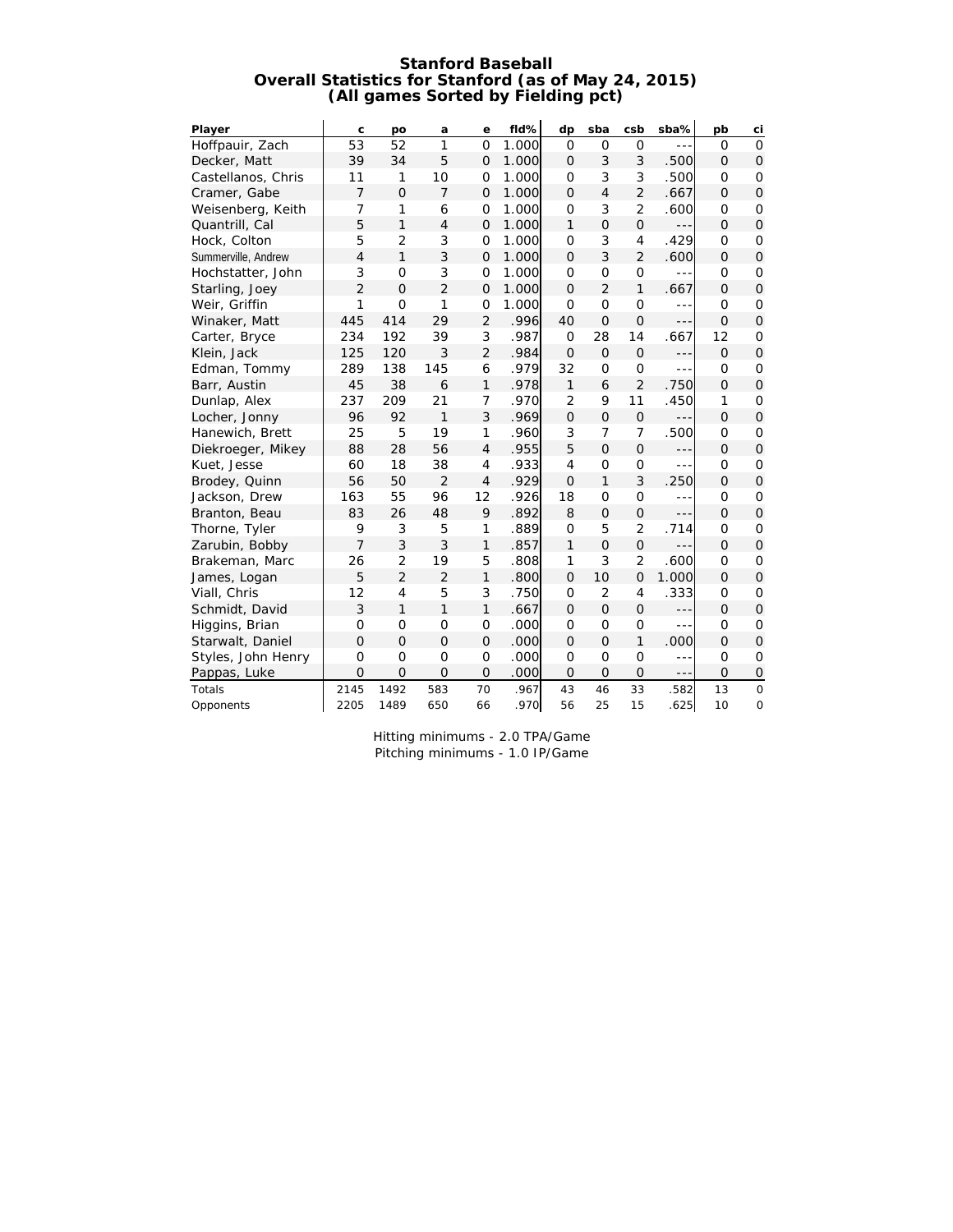## Stanford Baseball
## Overall Statistics for Stanford (as of May 24, 2015)
## (All games Sorted by Fielding pct)

| Player | c | po | a | e | fld% | dp | sba | csb | sba% | pb | ci |
|---|---|---|---|---|---|---|---|---|---|---|---|
| Hoffpauir, Zach | 53 | 52 | 1 | 0 | 1.000 | 0 | 0 | 0 | --- | 0 | 0 |
| Decker, Matt | 39 | 34 | 5 | 0 | 1.000 | 0 | 3 | 3 | .500 | 0 | 0 |
| Castellanos, Chris | 11 | 1 | 10 | 0 | 1.000 | 0 | 3 | 3 | .500 | 0 | 0 |
| Cramer, Gabe | 7 | 0 | 7 | 0 | 1.000 | 0 | 4 | 2 | .667 | 0 | 0 |
| Weisenberg, Keith | 7 | 1 | 6 | 0 | 1.000 | 0 | 3 | 2 | .600 | 0 | 0 |
| Quantrill, Cal | 5 | 1 | 4 | 0 | 1.000 | 1 | 0 | 0 | --- | 0 | 0 |
| Hock, Colton | 5 | 2 | 3 | 0 | 1.000 | 0 | 3 | 4 | .429 | 0 | 0 |
| Summerville, Andrew | 4 | 1 | 3 | 0 | 1.000 | 0 | 3 | 2 | .600 | 0 | 0 |
| Hochstatter, John | 3 | 0 | 3 | 0 | 1.000 | 0 | 0 | 0 | --- | 0 | 0 |
| Starling, Joey | 2 | 0 | 2 | 0 | 1.000 | 0 | 2 | 1 | .667 | 0 | 0 |
| Weir, Griffin | 1 | 0 | 1 | 0 | 1.000 | 0 | 0 | 0 | --- | 0 | 0 |
| Winaker, Matt | 445 | 414 | 29 | 2 | .996 | 40 | 0 | 0 | --- | 0 | 0 |
| Carter, Bryce | 234 | 192 | 39 | 3 | .987 | 0 | 28 | 14 | .667 | 12 | 0 |
| Klein, Jack | 125 | 120 | 3 | 2 | .984 | 0 | 0 | 0 | --- | 0 | 0 |
| Edman, Tommy | 289 | 138 | 145 | 6 | .979 | 32 | 0 | 0 | --- | 0 | 0 |
| Barr, Austin | 45 | 38 | 6 | 1 | .978 | 1 | 6 | 2 | .750 | 0 | 0 |
| Dunlap, Alex | 237 | 209 | 21 | 7 | .970 | 2 | 9 | 11 | .450 | 1 | 0 |
| Locher, Jonny | 96 | 92 | 1 | 3 | .969 | 0 | 0 | 0 | --- | 0 | 0 |
| Hanewich, Brett | 25 | 5 | 19 | 1 | .960 | 3 | 7 | 7 | .500 | 0 | 0 |
| Diekroeger, Mikey | 88 | 28 | 56 | 4 | .955 | 5 | 0 | 0 | --- | 0 | 0 |
| Kuet, Jesse | 60 | 18 | 38 | 4 | .933 | 4 | 0 | 0 | --- | 0 | 0 |
| Brodey, Quinn | 56 | 50 | 2 | 4 | .929 | 0 | 1 | 3 | .250 | 0 | 0 |
| Jackson, Drew | 163 | 55 | 96 | 12 | .926 | 18 | 0 | 0 | --- | 0 | 0 |
| Branton, Beau | 83 | 26 | 48 | 9 | .892 | 8 | 0 | 0 | --- | 0 | 0 |
| Thorne, Tyler | 9 | 3 | 5 | 1 | .889 | 0 | 5 | 2 | .714 | 0 | 0 |
| Zarubin, Bobby | 7 | 3 | 3 | 1 | .857 | 1 | 0 | 0 | --- | 0 | 0 |
| Brakeman, Marc | 26 | 2 | 19 | 5 | .808 | 1 | 3 | 2 | .600 | 0 | 0 |
| James, Logan | 5 | 2 | 2 | 1 | .800 | 0 | 10 | 0 | 1.000 | 0 | 0 |
| Viall, Chris | 12 | 4 | 5 | 3 | .750 | 0 | 2 | 4 | .333 | 0 | 0 |
| Schmidt, David | 3 | 1 | 1 | 1 | .667 | 0 | 0 | 0 | --- | 0 | 0 |
| Higgins, Brian | 0 | 0 | 0 | 0 | .000 | 0 | 0 | 0 | --- | 0 | 0 |
| Starwalt, Daniel | 0 | 0 | 0 | 0 | .000 | 0 | 0 | 1 | .000 | 0 | 0 |
| Styles, John Henry | 0 | 0 | 0 | 0 | .000 | 0 | 0 | 0 | --- | 0 | 0 |
| Pappas, Luke | 0 | 0 | 0 | 0 | .000 | 0 | 0 | 0 | --- | 0 | 0 |
| Totals | 2145 | 1492 | 583 | 70 | .967 | 43 | 46 | 33 | .582 | 13 | 0 |
| Opponents | 2205 | 1489 | 650 | 66 | .970 | 56 | 25 | 15 | .625 | 10 | 0 |

Hitting minimums - 2.0 TPA/Game
Pitching minimums - 1.0 IP/Game